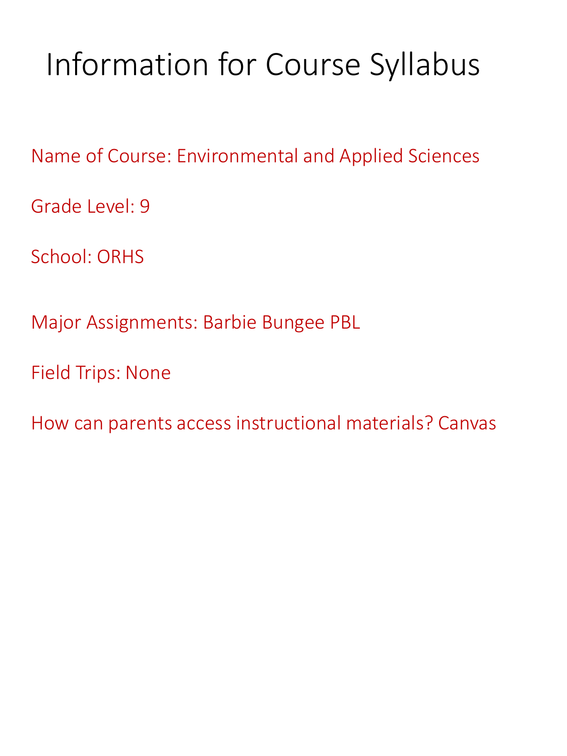# Information for Course Syllabus

Name of Course: Environmental and Applied Sciences

Grade Level: 9

School: ORHS

Major Assignments: Barbie Bungee PBL

Field Trips: None

How can parents access instructional materials? Canvas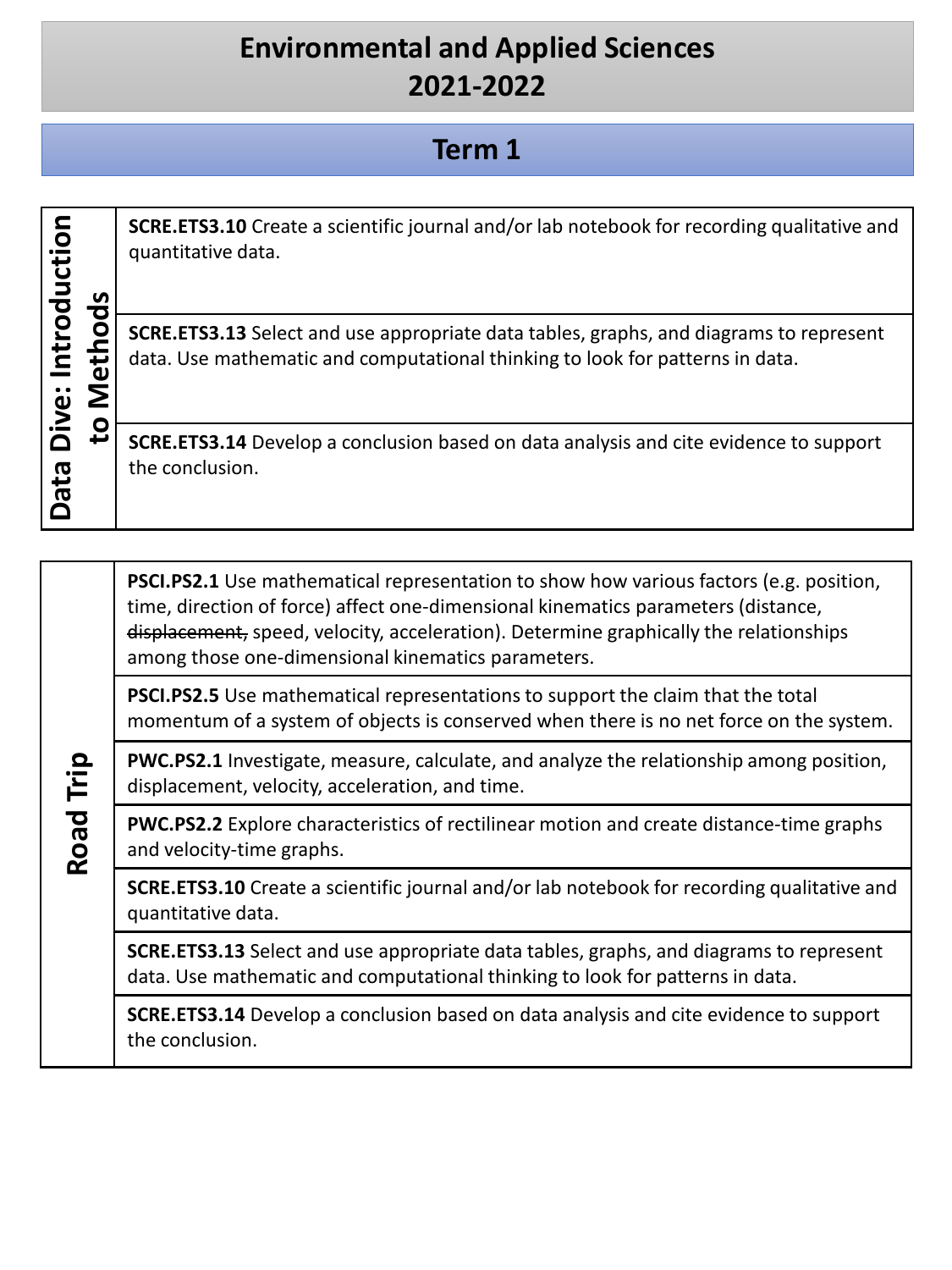# Environmental and Applied Sciences
# 2021-2022

## Term 1

| Data Dive: Introduction to Methods | |
|---|---|
| | **SCRE.ETS3.10** Create a scientific journal and/or lab notebook for recording qualitative and quantitative data. |
| | **SCRE.ETS3.13** Select and use appropriate data tables, graphs, and diagrams to represent data. Use mathematic and computational thinking to look for patterns in data. |
| | **SCRE.ETS3.14** Develop a conclusion based on data analysis and cite evidence to support the conclusion. |

| Road Trip | |
|---|---|
| | **PSCI.PS2.1** Use mathematical representation to show how various factors (e.g. position, time, direction of force) affect one-dimensional kinematics parameters (distance, ~~displacement,~~ speed, velocity, acceleration). Determine graphically the relationships among those one-dimensional kinematics parameters. |
| | **PSCI.PS2.5** Use mathematical representations to support the claim that the total momentum of a system of objects is conserved when there is no net force on the system. |
| | **PWC.PS2.1** Investigate, measure, calculate, and analyze the relationship among position, displacement, velocity, acceleration, and time. |
| | **PWC.PS2.2** Explore characteristics of rectilinear motion and create distance-time graphs and velocity-time graphs. |
| | **SCRE.ETS3.10** Create a scientific journal and/or lab notebook for recording qualitative and quantitative data. |
| | **SCRE.ETS3.13** Select and use appropriate data tables, graphs, and diagrams to represent data. Use mathematic and computational thinking to look for patterns in data. |
| | **SCRE.ETS3.14** Develop a conclusion based on data analysis and cite evidence to support the conclusion. |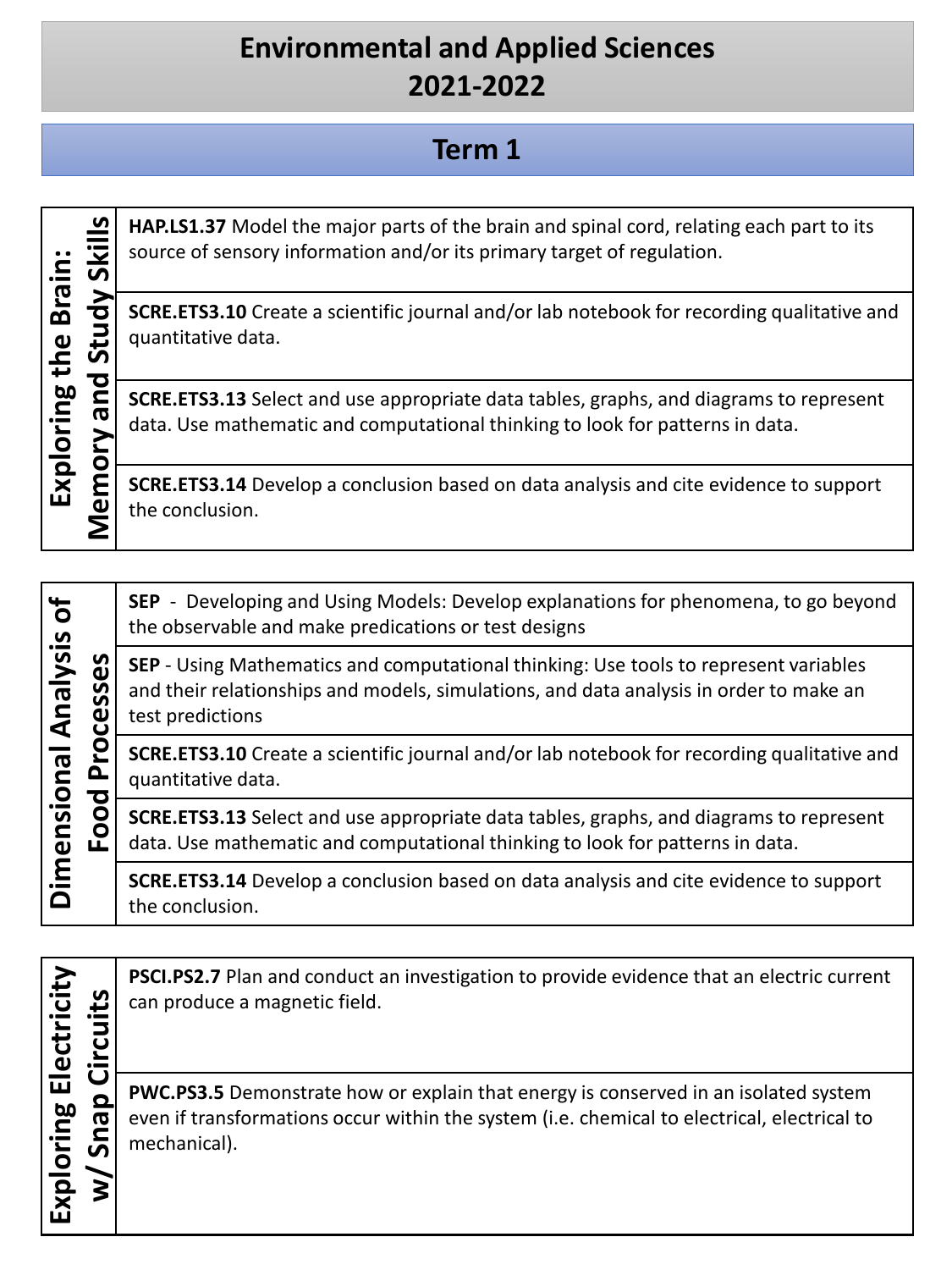# Environmental and Applied Sciences
# 2021-2022

## Term 1

| Exploring the Brain: Memory and Study Skills | |
|---|---|
| | **HAP.LS1.37** Model the major parts of the brain and spinal cord, relating each part to its source of sensory information and/or its primary target of regulation. |
| | **SCRE.ETS3.10** Create a scientific journal and/or lab notebook for recording qualitative and quantitative data. |
| | **SCRE.ETS3.13** Select and use appropriate data tables, graphs, and diagrams to represent data. Use mathematic and computational thinking to look for patterns in data. |
| | **SCRE.ETS3.14** Develop a conclusion based on data analysis and cite evidence to support the conclusion. |

| Dimensional Analysis of Food Processes | |
|---|---|
| | **SEP** - Developing and Using Models: Develop explanations for phenomena, to go beyond the observable and make predications or test designs |
| | **SEP** - Using Mathematics and computational thinking: Use tools to represent variables and their relationships and models, simulations, and data analysis in order to make an test predictions |
| | **SCRE.ETS3.10** Create a scientific journal and/or lab notebook for recording qualitative and quantitative data. |
| | **SCRE.ETS3.13** Select and use appropriate data tables, graphs, and diagrams to represent data. Use mathematic and computational thinking to look for patterns in data. |
| | **SCRE.ETS3.14** Develop a conclusion based on data analysis and cite evidence to support the conclusion. |

| Exploring Electricity w/ Snap Circuits | |
|---|---|
| | **PSCI.PS2.7** Plan and conduct an investigation to provide evidence that an electric current can produce a magnetic field. |
| | **PWC.PS3.5** Demonstrate how or explain that energy is conserved in an isolated system even if transformations occur within the system (i.e. chemical to electrical, electrical to mechanical). |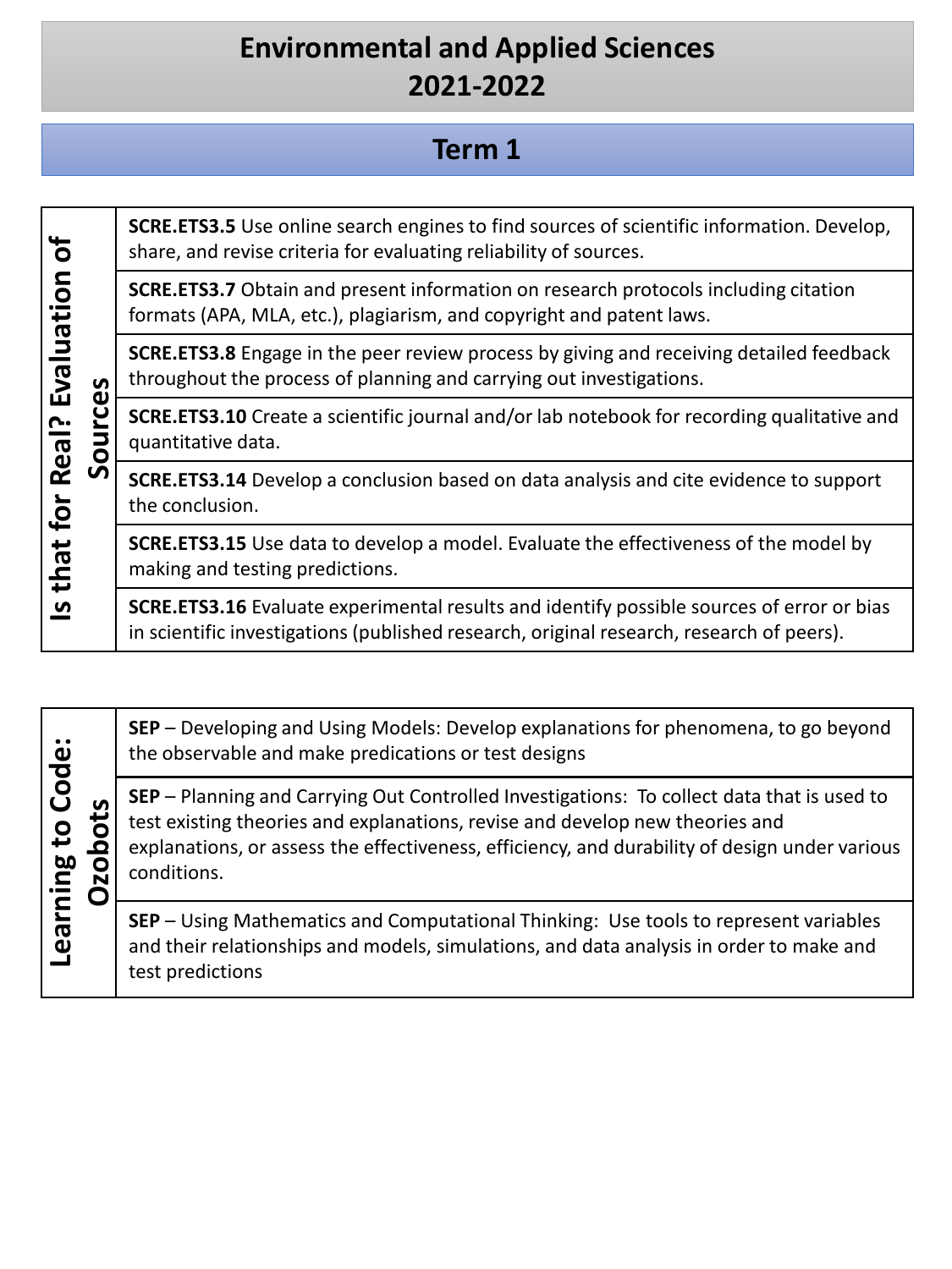# Environmental and Applied Sciences 2021-2022

## Term 1

| Is that for Real? Evaluation of Sources | |
|---|---|
| | **SCRE.ETS3.5** Use online search engines to find sources of scientific information. Develop, share, and revise criteria for evaluating reliability of sources. |
| | **SCRE.ETS3.7** Obtain and present information on research protocols including citation formats (APA, MLA, etc.), plagiarism, and copyright and patent laws. |
| | **SCRE.ETS3.8** Engage in the peer review process by giving and receiving detailed feedback throughout the process of planning and carrying out investigations. |
| | **SCRE.ETS3.10** Create a scientific journal and/or lab notebook for recording qualitative and quantitative data. |
| | **SCRE.ETS3.14** Develop a conclusion based on data analysis and cite evidence to support the conclusion. |
| | **SCRE.ETS3.15** Use data to develop a model. Evaluate the effectiveness of the model by making and testing predictions. |
| | **SCRE.ETS3.16** Evaluate experimental results and identify possible sources of error or bias in scientific investigations (published research, original research, research of peers). |

| Learning to Code: Ozobots | |
|---|---|
| | **SEP** – Developing and Using Models: Develop explanations for phenomena, to go beyond the observable and make predications or test designs |
| | **SEP** – Planning and Carrying Out Controlled Investigations: To collect data that is used to test existing theories and explanations, revise and develop new theories and explanations, or assess the effectiveness, efficiency, and durability of design under various conditions. |
| | **SEP** – Using Mathematics and Computational Thinking: Use tools to represent variables and their relationships and models, simulations, and data analysis in order to make and test predictions |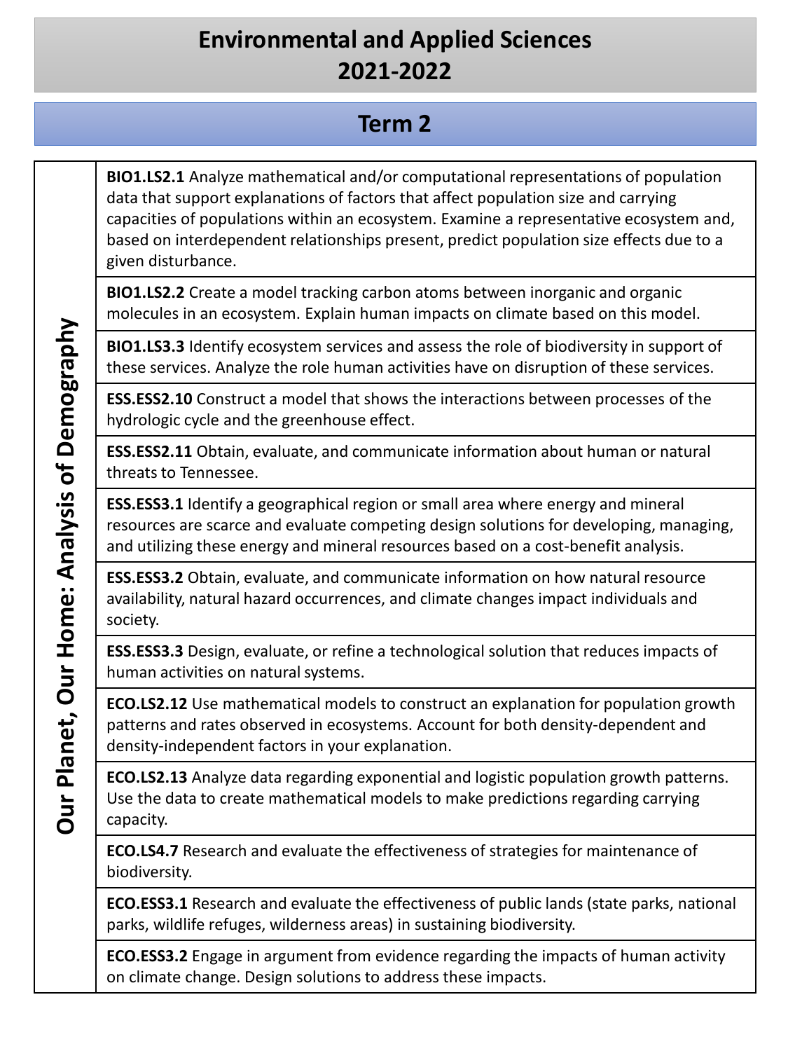# Environmental and Applied Sciences 2021-2022

## Term 2

| Our Planet, Our Home: Analysis of Demography | |
|---|---|
| | **BIO1.LS2.1** Analyze mathematical and/or computational representations of population data that support explanations of factors that affect population size and carrying capacities of populations within an ecosystem. Examine a representative ecosystem and, based on interdependent relationships present, predict population size effects due to a given disturbance. |
| | **BIO1.LS2.2** Create a model tracking carbon atoms between inorganic and organic molecules in an ecosystem. Explain human impacts on climate based on this model. |
| | **BIO1.LS3.3** Identify ecosystem services and assess the role of biodiversity in support of these services. Analyze the role human activities have on disruption of these services. |
| | **ESS.ESS2.10** Construct a model that shows the interactions between processes of the hydrologic cycle and the greenhouse effect. |
| | **ESS.ESS2.11** Obtain, evaluate, and communicate information about human or natural threats to Tennessee. |
| | **ESS.ESS3.1** Identify a geographical region or small area where energy and mineral resources are scarce and evaluate competing design solutions for developing, managing, and utilizing these energy and mineral resources based on a cost-benefit analysis. |
| | **ESS.ESS3.2** Obtain, evaluate, and communicate information on how natural resource availability, natural hazard occurrences, and climate changes impact individuals and society. |
| | **ESS.ESS3.3** Design, evaluate, or refine a technological solution that reduces impacts of human activities on natural systems. |
| | **ECO.LS2.12** Use mathematical models to construct an explanation for population growth patterns and rates observed in ecosystems. Account for both density-dependent and density-independent factors in your explanation. |
| | **ECO.LS2.13** Analyze data regarding exponential and logistic population growth patterns. Use the data to create mathematical models to make predictions regarding carrying capacity. |
| | **ECO.LS4.7** Research and evaluate the effectiveness of strategies for maintenance of biodiversity. |
| | **ECO.ESS3.1** Research and evaluate the effectiveness of public lands (state parks, national parks, wildlife refuges, wilderness areas) in sustaining biodiversity. |
| | **ECO.ESS3.2** Engage in argument from evidence regarding the impacts of human activity on climate change. Design solutions to address these impacts. |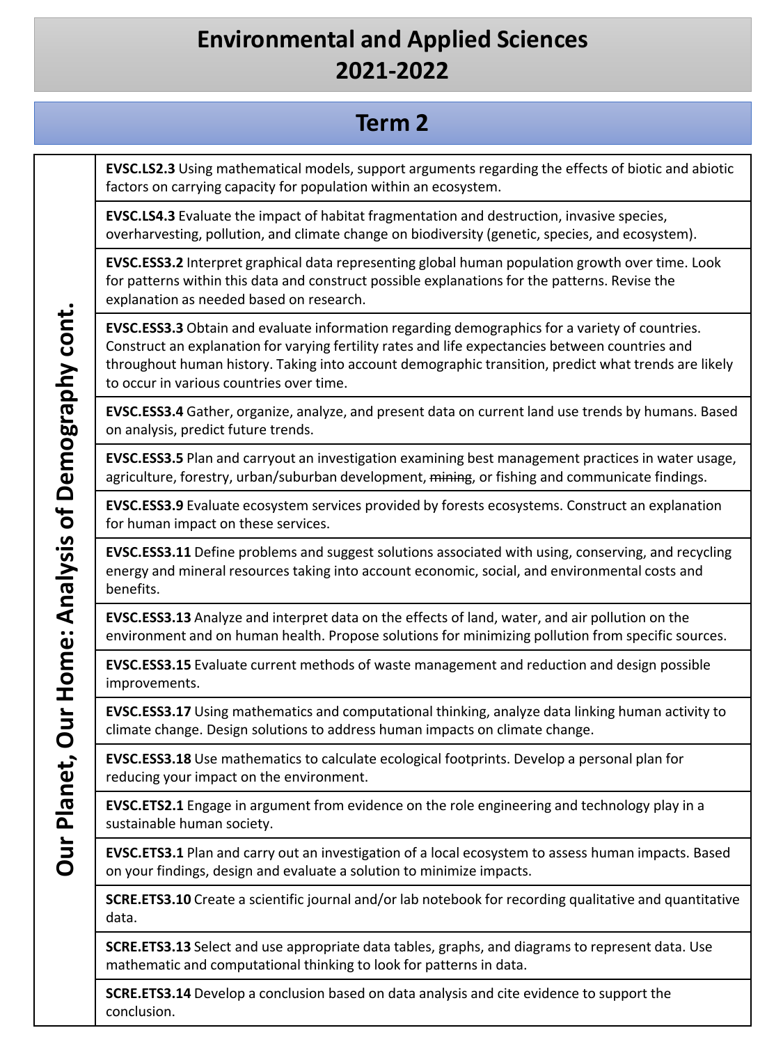# Environmental and Applied Sciences 2021-2022

## Term 2

| Our Planet, Our Home: Analysis of Demography cont. | |
|---|---|
| | **EVSC.LS2.3** Using mathematical models, support arguments regarding the effects of biotic and abiotic factors on carrying capacity for population within an ecosystem. |
| | **EVSC.LS4.3** Evaluate the impact of habitat fragmentation and destruction, invasive species, overharvesting, pollution, and climate change on biodiversity (genetic, species, and ecosystem). |
| | **EVSC.ESS3.2** Interpret graphical data representing global human population growth over time. Look for patterns within this data and construct possible explanations for the patterns. Revise the explanation as needed based on research. |
| | **EVSC.ESS3.3** Obtain and evaluate information regarding demographics for a variety of countries. Construct an explanation for varying fertility rates and life expectancies between countries and throughout human history. Taking into account demographic transition, predict what trends are likely to occur in various countries over time. |
| | **EVSC.ESS3.4** Gather, organize, analyze, and present data on current land use trends by humans. Based on analysis, predict future trends. |
| | **EVSC.ESS3.5** Plan and carryout an investigation examining best management practices in water usage, agriculture, forestry, urban/suburban development, ~~mining~~, or fishing and communicate findings. |
| | **EVSC.ESS3.9** Evaluate ecosystem services provided by forests ecosystems. Construct an explanation for human impact on these services. |
| | **EVSC.ESS3.11** Define problems and suggest solutions associated with using, conserving, and recycling energy and mineral resources taking into account economic, social, and environmental costs and benefits. |
| | **EVSC.ESS3.13** Analyze and interpret data on the effects of land, water, and air pollution on the environment and on human health. Propose solutions for minimizing pollution from specific sources. |
| | **EVSC.ESS3.15** Evaluate current methods of waste management and reduction and design possible improvements. |
| | **EVSC.ESS3.17** Using mathematics and computational thinking, analyze data linking human activity to climate change. Design solutions to address human impacts on climate change. |
| | **EVSC.ESS3.18** Use mathematics to calculate ecological footprints. Develop a personal plan for reducing your impact on the environment. |
| | **EVSC.ETS2.1** Engage in argument from evidence on the role engineering and technology play in a sustainable human society. |
| | **EVSC.ETS3.1** Plan and carry out an investigation of a local ecosystem to assess human impacts. Based on your findings, design and evaluate a solution to minimize impacts. |
| | **SCRE.ETS3.10** Create a scientific journal and/or lab notebook for recording qualitative and quantitative data. |
| | **SCRE.ETS3.13** Select and use appropriate data tables, graphs, and diagrams to represent data. Use mathematic and computational thinking to look for patterns in data. |
| | **SCRE.ETS3.14** Develop a conclusion based on data analysis and cite evidence to support the conclusion. |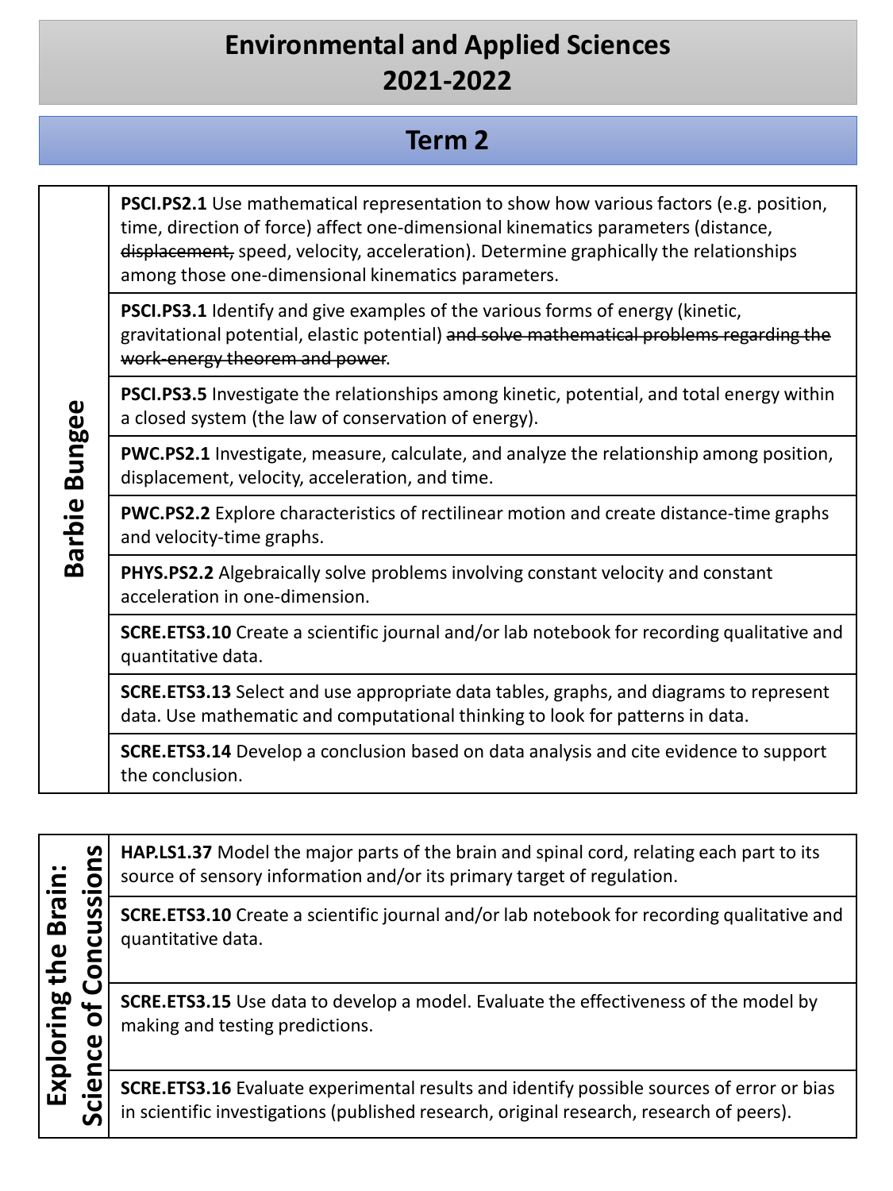# Environmental and Applied Sciences
# 2021-2022

## Term 2

| Barbie Bungee | |
|---|---|
| | **PSCI.PS2.1** Use mathematical representation to show how various factors (e.g. position, time, direction of force) affect one-dimensional kinematics parameters (distance, ~~displacement,~~ speed, velocity, acceleration). Determine graphically the relationships among those one-dimensional kinematics parameters. |
| | **PSCI.PS3.1** Identify and give examples of the various forms of energy (kinetic, gravitational potential, elastic potential) ~~and solve mathematical problems regarding the work-energy theorem and power~~. |
| | **PSCI.PS3.5** Investigate the relationships among kinetic, potential, and total energy within a closed system (the law of conservation of energy). |
| | **PWC.PS2.1** Investigate, measure, calculate, and analyze the relationship among position, displacement, velocity, acceleration, and time. |
| | **PWC.PS2.2** Explore characteristics of rectilinear motion and create distance-time graphs and velocity-time graphs. |
| | **PHYS.PS2.2** Algebraically solve problems involving constant velocity and constant acceleration in one-dimension. |
| | **SCRE.ETS3.10** Create a scientific journal and/or lab notebook for recording qualitative and quantitative data. |
| | **SCRE.ETS3.13** Select and use appropriate data tables, graphs, and diagrams to represent data. Use mathematic and computational thinking to look for patterns in data. |
| | **SCRE.ETS3.14** Develop a conclusion based on data analysis and cite evidence to support the conclusion. |

| Exploring the Brain: Science of Concussions | |
|---|---|
| | **HAP.LS1.37** Model the major parts of the brain and spinal cord, relating each part to its source of sensory information and/or its primary target of regulation. |
| | **SCRE.ETS3.10** Create a scientific journal and/or lab notebook for recording qualitative and quantitative data. |
| | **SCRE.ETS3.15** Use data to develop a model. Evaluate the effectiveness of the model by making and testing predictions. |
| | **SCRE.ETS3.16** Evaluate experimental results and identify possible sources of error or bias in scientific investigations (published research, original research, research of peers). |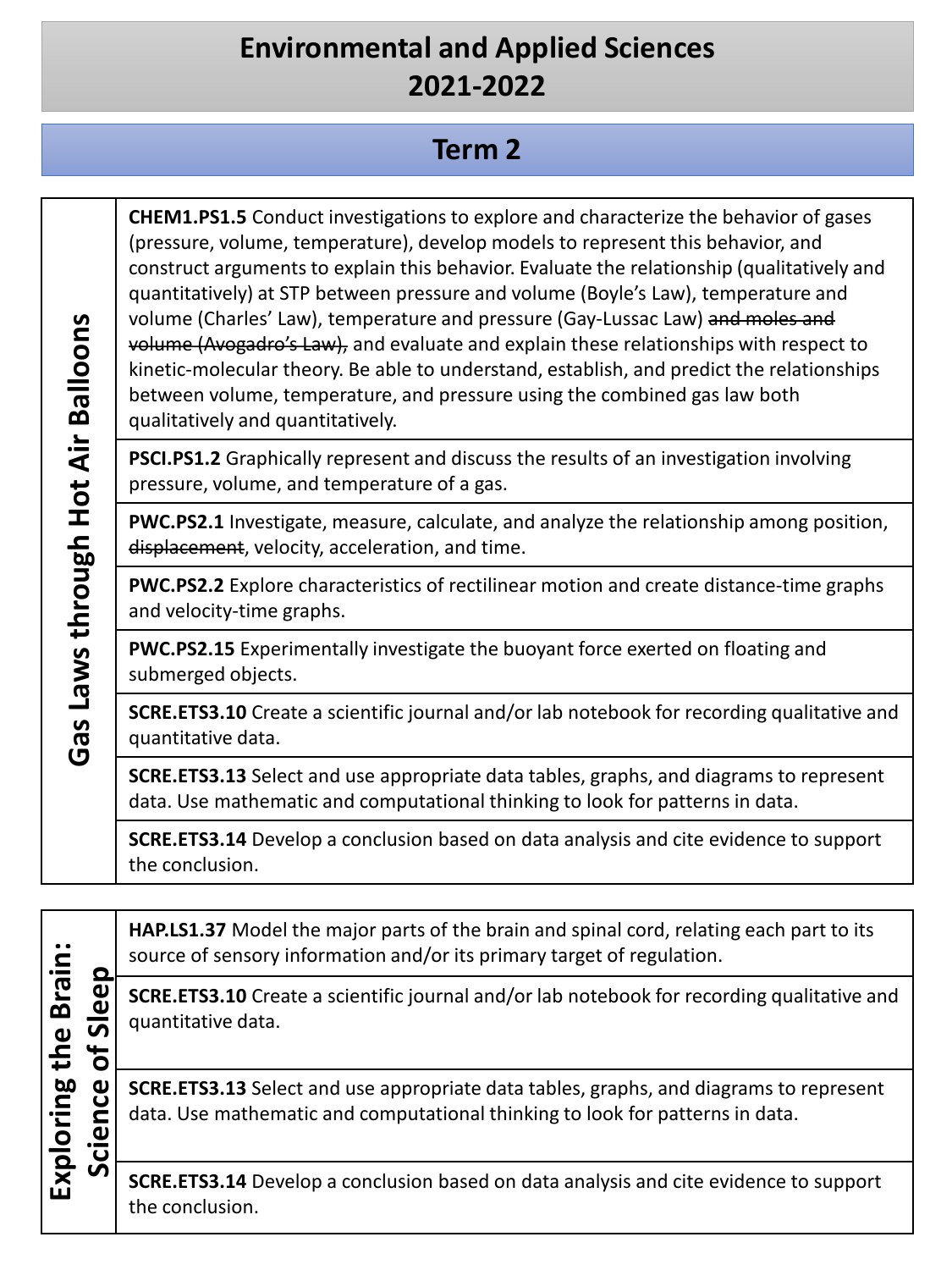# Environmental and Applied Sciences 2021-2022

## Term 2

| Unit | Standard |
| --- | --- |
| **Gas Laws through Hot Air Balloons** | **CHEM1.PS1.5** Conduct investigations to explore and characterize the behavior of gases (pressure, volume, temperature), develop models to represent this behavior, and construct arguments to explain this behavior. Evaluate the relationship (qualitatively and quantitatively) at STP between pressure and volume (Boyle's Law), temperature and volume (Charles' Law), temperature and pressure (Gay-Lussac Law) ~~and moles and volume (Avogadro's Law),~~ and evaluate and explain these relationships with respect to kinetic-molecular theory. Be able to understand, establish, and predict the relationships between volume, temperature, and pressure using the combined gas law both qualitatively and quantitatively. |
| | **PSCI.PS1.2** Graphically represent and discuss the results of an investigation involving pressure, volume, and temperature of a gas. |
| | **PWC.PS2.1** Investigate, measure, calculate, and analyze the relationship among position, ~~displacement~~, velocity, acceleration, and time. |
| | **PWC.PS2.2** Explore characteristics of rectilinear motion and create distance-time graphs and velocity-time graphs. |
| | **PWC.PS2.15** Experimentally investigate the buoyant force exerted on floating and submerged objects. |
| | **SCRE.ETS3.10** Create a scientific journal and/or lab notebook for recording qualitative and quantitative data. |
| | **SCRE.ETS3.13** Select and use appropriate data tables, graphs, and diagrams to represent data. Use mathematic and computational thinking to look for patterns in data. |
| | **SCRE.ETS3.14** Develop a conclusion based on data analysis and cite evidence to support the conclusion. |

| Unit | Standard |
| --- | --- |
| **Exploring the Brain: Science of Sleep** | **HAP.LS1.37** Model the major parts of the brain and spinal cord, relating each part to its source of sensory information and/or its primary target of regulation. |
| | **SCRE.ETS3.10** Create a scientific journal and/or lab notebook for recording qualitative and quantitative data. |
| | **SCRE.ETS3.13** Select and use appropriate data tables, graphs, and diagrams to represent data. Use mathematic and computational thinking to look for patterns in data. |
| | **SCRE.ETS3.14** Develop a conclusion based on data analysis and cite evidence to support the conclusion. |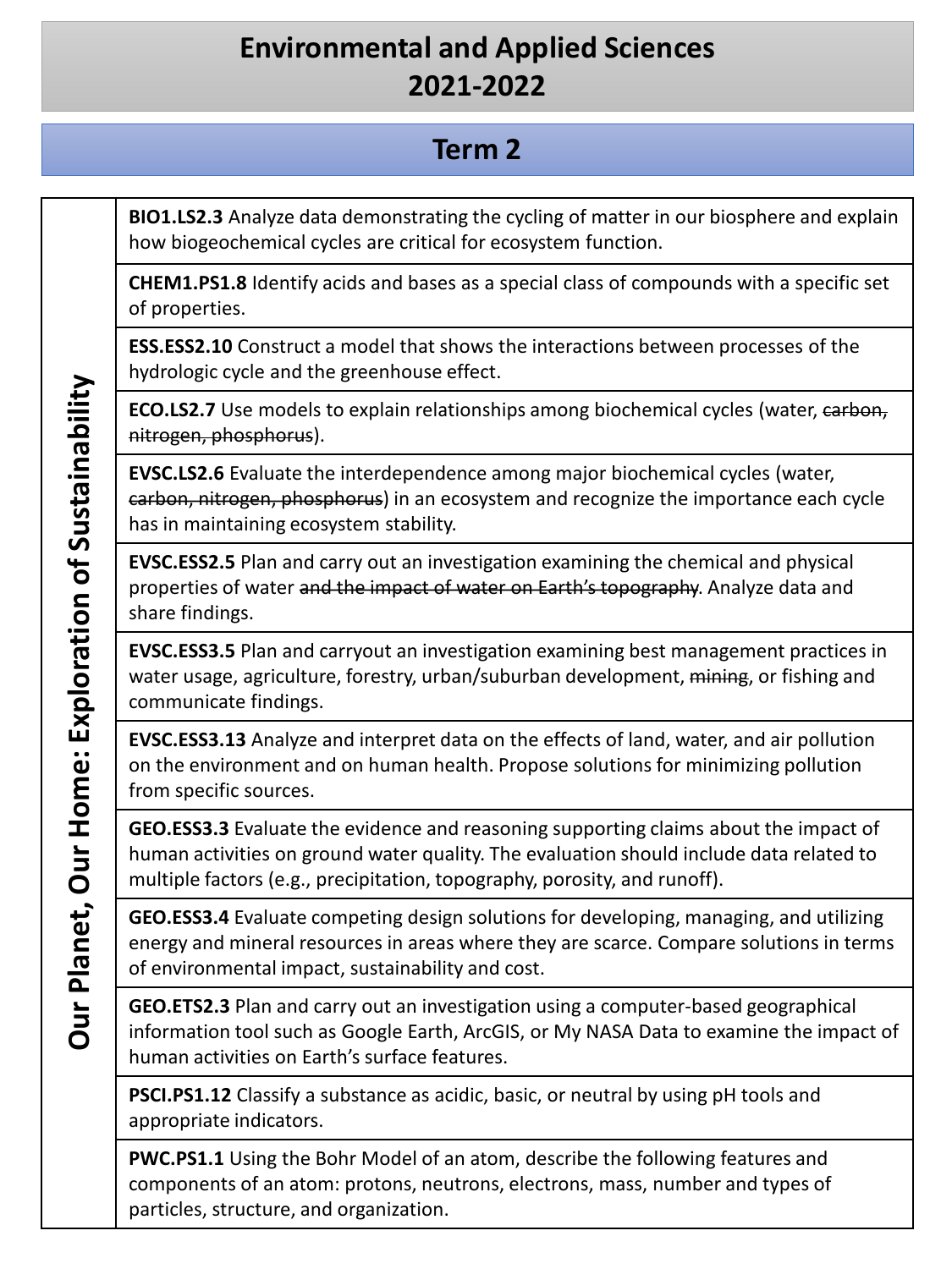# Environmental and Applied Sciences 2021-2022

## Term 2

| Our Planet, Our Home: Exploration of Sustainability | |
|---|---|
| | **BIO1.LS2.3** Analyze data demonstrating the cycling of matter in our biosphere and explain how biogeochemical cycles are critical for ecosystem function. |
| | **CHEM1.PS1.8** Identify acids and bases as a special class of compounds with a specific set of properties. |
| | **ESS.ESS2.10** Construct a model that shows the interactions between processes of the hydrologic cycle and the greenhouse effect. |
| | **ECO.LS2.7** Use models to explain relationships among biochemical cycles (water, ~~carbon, nitrogen, phosphorus~~). |
| | **EVSC.LS2.6** Evaluate the interdependence among major biochemical cycles (water, ~~carbon, nitrogen, phosphorus~~) in an ecosystem and recognize the importance each cycle has in maintaining ecosystem stability. |
| | **EVSC.ESS2.5** Plan and carry out an investigation examining the chemical and physical properties of water ~~and the impact of water on Earth's topography~~. Analyze data and share findings. |
| | **EVSC.ESS3.5** Plan and carryout an investigation examining best management practices in water usage, agriculture, forestry, urban/suburban development, ~~mining~~, or fishing and communicate findings. |
| | **EVSC.ESS3.13** Analyze and interpret data on the effects of land, water, and air pollution on the environment and on human health. Propose solutions for minimizing pollution from specific sources. |
| | **GEO.ESS3.3** Evaluate the evidence and reasoning supporting claims about the impact of human activities on ground water quality. The evaluation should include data related to multiple factors (e.g., precipitation, topography, porosity, and runoff). |
| | **GEO.ESS3.4** Evaluate competing design solutions for developing, managing, and utilizing energy and mineral resources in areas where they are scarce. Compare solutions in terms of environmental impact, sustainability and cost. |
| | **GEO.ETS2.3** Plan and carry out an investigation using a computer-based geographical information tool such as Google Earth, ArcGIS, or My NASA Data to examine the impact of human activities on Earth's surface features. |
| | **PSCI.PS1.12** Classify a substance as acidic, basic, or neutral by using pH tools and appropriate indicators. |
| | **PWC.PS1.1** Using the Bohr Model of an atom, describe the following features and components of an atom: protons, neutrons, electrons, mass, number and types of particles, structure, and organization. |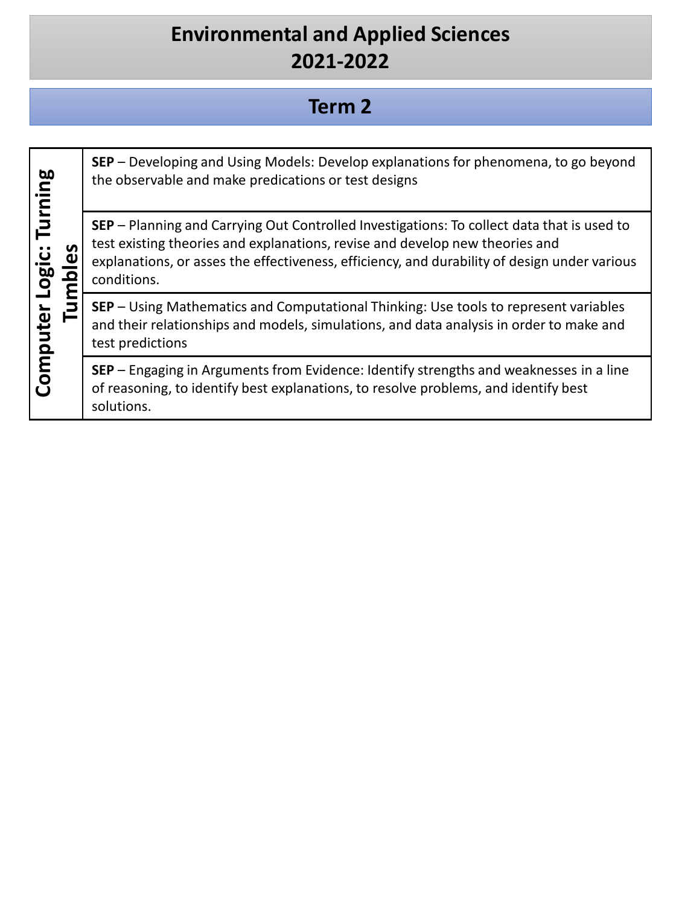# Environmental and Applied Sciences
# 2021-2022

## Term 2

| | |
|---|---|
| **Computer Logic: Turning Tumbles** | **SEP** – Developing and Using Models: Develop explanations for phenomena, to go beyond the observable and make predications or test designs |
| | **SEP** – Planning and Carrying Out Controlled Investigations: To collect data that is used to test existing theories and explanations, revise and develop new theories and explanations, or asses the effectiveness, efficiency, and durability of design under various conditions. |
| | **SEP** – Using Mathematics and Computational Thinking: Use tools to represent variables and their relationships and models, simulations, and data analysis in order to make and test predictions |
| | **SEP** – Engaging in Arguments from Evidence: Identify strengths and weaknesses in a line of reasoning, to identify best explanations, to resolve problems, and identify best solutions. |